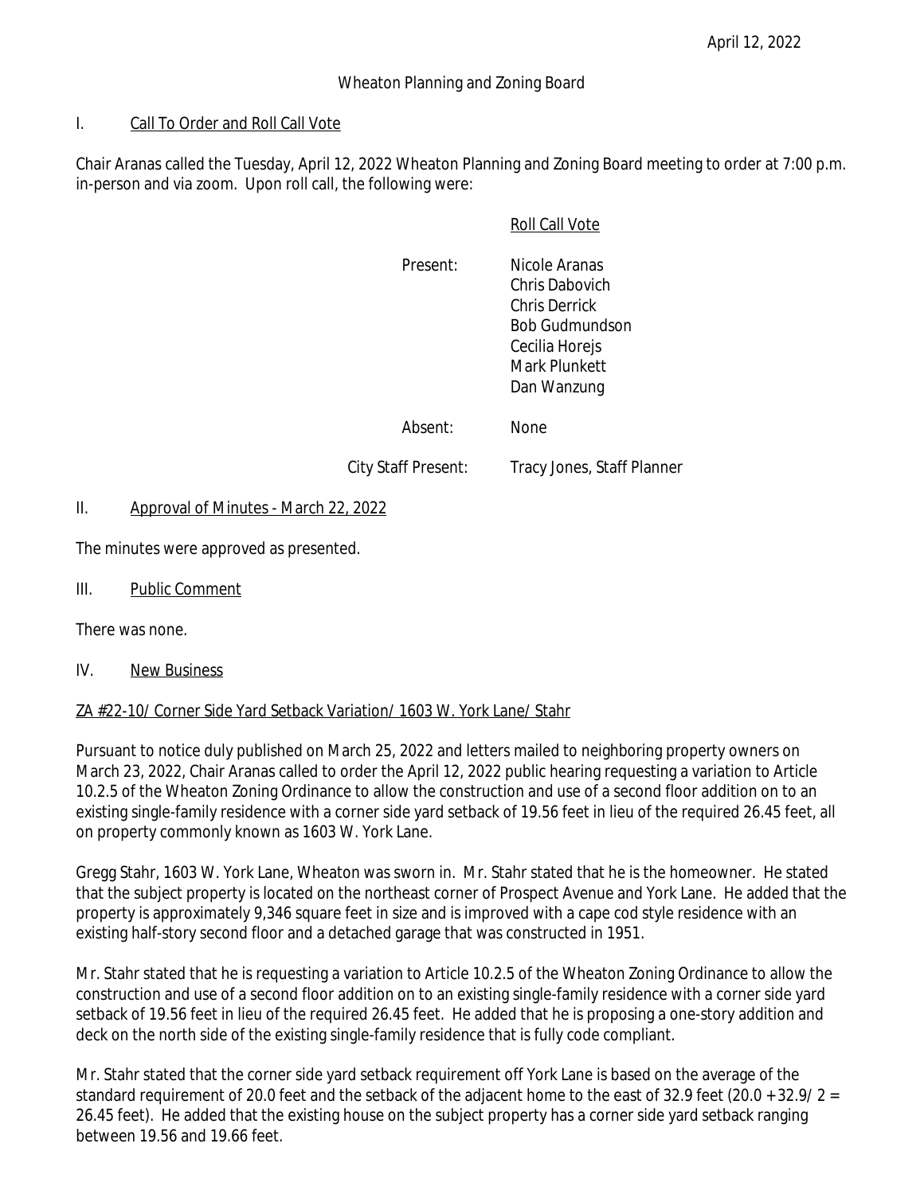April 12, 2022

# Wheaton Planning and Zoning Board

## I. Call To Order and Roll Call Vote

Chair Aranas called the Tuesday, April 12, 2022 Wheaton Planning and Zoning Board meeting to order at 7:00 p.m. in-person and via zoom. Upon roll call, the following were:

Roll Call Vote

| | |
|---|---|
| Present: | Nicole Aranas<br>Chris Dabovich<br>Chris Derrick<br>Bob Gudmundson<br>Cecilia Horejs<br>Mark Plunkett<br>Dan Wanzung |
| Absent: | None |
| City Staff Present: | Tracy Jones, Staff Planner |

## II. Approval of Minutes - March 22, 2022

The minutes were approved as presented.

## III. Public Comment

There was none.

## IV. New Business

### ZA #22-10/ Corner Side Yard Setback Variation/ 1603 W. York Lane/ Stahr

Pursuant to notice duly published on March 25, 2022 and letters mailed to neighboring property owners on March 23, 2022, Chair Aranas called to order the April 12, 2022 public hearing requesting a variation to Article 10.2.5 of the Wheaton Zoning Ordinance to allow the construction and use of a second floor addition on to an existing single-family residence with a corner side yard setback of 19.56 feet in lieu of the required 26.45 feet, all on property commonly known as 1603 W. York Lane.

Gregg Stahr, 1603 W. York Lane, Wheaton was sworn in. Mr. Stahr stated that he is the homeowner. He stated that the subject property is located on the northeast corner of Prospect Avenue and York Lane. He added that the property is approximately 9,346 square feet in size and is improved with a cape cod style residence with an existing half-story second floor and a detached garage that was constructed in 1951.

Mr. Stahr stated that he is requesting a variation to Article 10.2.5 of the Wheaton Zoning Ordinance to allow the construction and use of a second floor addition on to an existing single-family residence with a corner side yard setback of 19.56 feet in lieu of the required 26.45 feet. He added that he is proposing a one-story addition and deck on the north side of the existing single-family residence that is fully code compliant.

Mr. Stahr stated that the corner side yard setback requirement off York Lane is based on the average of the standard requirement of 20.0 feet and the setback of the adjacent home to the east of 32.9 feet (20.0 + 32.9/ 2 = 26.45 feet). He added that the existing house on the subject property has a corner side yard setback ranging between 19.56 and 19.66 feet.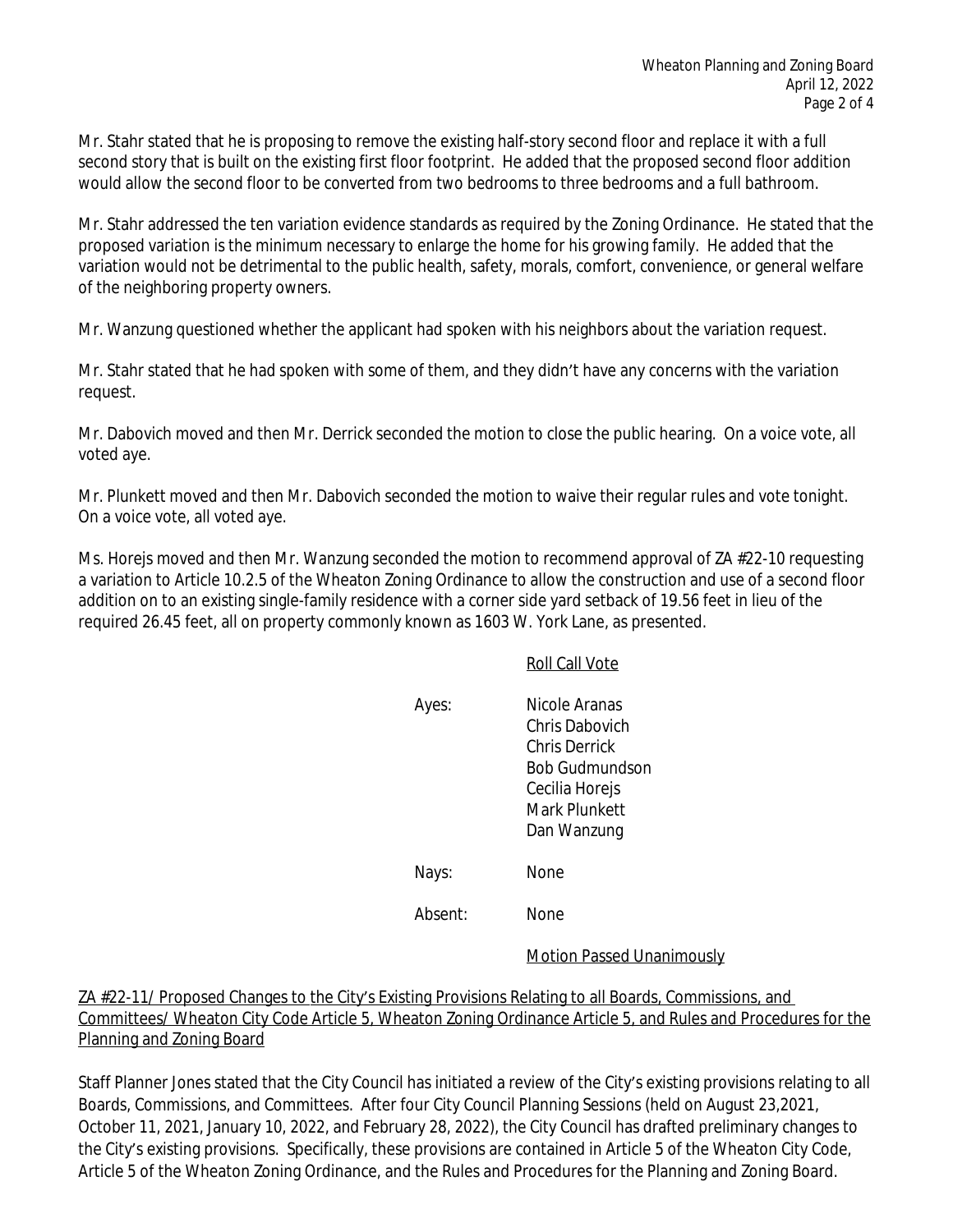Mr. Stahr stated that he is proposing to remove the existing half-story second floor and replace it with a full second story that is built on the existing first floor footprint. He added that the proposed second floor addition would allow the second floor to be converted from two bedrooms to three bedrooms and a full bathroom.

Mr. Stahr addressed the ten variation evidence standards as required by the Zoning Ordinance. He stated that the proposed variation is the minimum necessary to enlarge the home for his growing family. He added that the variation would not be detrimental to the public health, safety, morals, comfort, convenience, or general welfare of the neighboring property owners.

Mr. Wanzung questioned whether the applicant had spoken with his neighbors about the variation request.

Mr. Stahr stated that he had spoken with some of them, and they didn't have any concerns with the variation request.

Mr. Dabovich moved and then Mr. Derrick seconded the motion to close the public hearing. On a voice vote, all voted aye.

Mr. Plunkett moved and then Mr. Dabovich seconded the motion to waive their regular rules and vote tonight. On a voice vote, all voted aye.

Ms. Horejs moved and then Mr. Wanzung seconded the motion to recommend approval of ZA #22-10 requesting a variation to Article 10.2.5 of the Wheaton Zoning Ordinance to allow the construction and use of a second floor addition on to an existing single-family residence with a corner side yard setback of 19.56 feet in lieu of the required 26.45 feet, all on property commonly known as 1603 W. York Lane, as presented.

Roll Call Vote

Ayes: Nicole Aranas
Chris Dabovich
Chris Derrick
Bob Gudmundson
Cecilia Horejs
Mark Plunkett
Dan Wanzung

Nays: None

Absent: None

Motion Passed Unanimously

ZA #22-11/ Proposed Changes to the City's Existing Provisions Relating to all Boards, Commissions, and Committees/ Wheaton City Code Article 5, Wheaton Zoning Ordinance Article 5, and Rules and Procedures for the Planning and Zoning Board

Staff Planner Jones stated that the City Council has initiated a review of the City's existing provisions relating to all Boards, Commissions, and Committees. After four City Council Planning Sessions (held on August 23,2021, October 11, 2021, January 10, 2022, and February 28, 2022), the City Council has drafted preliminary changes to the City's existing provisions. Specifically, these provisions are contained in Article 5 of the Wheaton City Code, Article 5 of the Wheaton Zoning Ordinance, and the Rules and Procedures for the Planning and Zoning Board.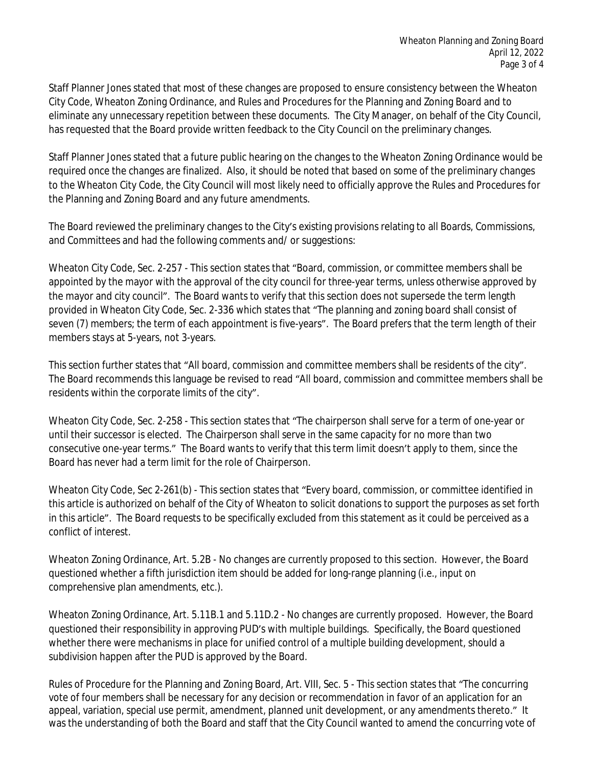Staff Planner Jones stated that most of these changes are proposed to ensure consistency between the Wheaton City Code, Wheaton Zoning Ordinance, and Rules and Procedures for the Planning and Zoning Board and to eliminate any unnecessary repetition between these documents. The City Manager, on behalf of the City Council, has requested that the Board provide written feedback to the City Council on the preliminary changes.

Staff Planner Jones stated that a future public hearing on the changes to the Wheaton Zoning Ordinance would be required once the changes are finalized. Also, it should be noted that based on some of the preliminary changes to the Wheaton City Code, the City Council will most likely need to officially approve the Rules and Procedures for the Planning and Zoning Board and any future amendments.

The Board reviewed the preliminary changes to the City's existing provisions relating to all Boards, Commissions, and Committees and had the following comments and/ or suggestions:

Wheaton City Code, Sec. 2-257 - This section states that "Board, commission, or committee members shall be appointed by the mayor with the approval of the city council for three-year terms, unless otherwise approved by the mayor and city council". The Board wants to verify that this section does not supersede the term length provided in Wheaton City Code, Sec. 2-336 which states that "The planning and zoning board shall consist of seven (7) members; the term of each appointment is five-years". The Board prefers that the term length of their members stays at 5-years, not 3-years.

This section further states that "All board, commission and committee members shall be residents of the city". The Board recommends this language be revised to read "All board, commission and committee members shall be residents within the corporate limits of the city".

Wheaton City Code, Sec. 2-258 - This section states that "The chairperson shall serve for a term of one-year or until their successor is elected. The Chairperson shall serve in the same capacity for no more than two consecutive one-year terms." The Board wants to verify that this term limit doesn't apply to them, since the Board has never had a term limit for the role of Chairperson.

Wheaton City Code, Sec 2-261(b) - This section states that "Every board, commission, or committee identified in this article is authorized on behalf of the City of Wheaton to solicit donations to support the purposes as set forth in this article". The Board requests to be specifically excluded from this statement as it could be perceived as a conflict of interest.

Wheaton Zoning Ordinance, Art. 5.2B - No changes are currently proposed to this section. However, the Board questioned whether a fifth jurisdiction item should be added for long-range planning (i.e., input on comprehensive plan amendments, etc.).

Wheaton Zoning Ordinance, Art. 5.11B.1 and 5.11D.2 - No changes are currently proposed. However, the Board questioned their responsibility in approving PUD's with multiple buildings. Specifically, the Board questioned whether there were mechanisms in place for unified control of a multiple building development, should a subdivision happen after the PUD is approved by the Board.

Rules of Procedure for the Planning and Zoning Board, Art. VIII, Sec. 5 - This section states that "The concurring vote of four members shall be necessary for any decision or recommendation in favor of an application for an appeal, variation, special use permit, amendment, planned unit development, or any amendments thereto." It was the understanding of both the Board and staff that the City Council wanted to amend the concurring vote of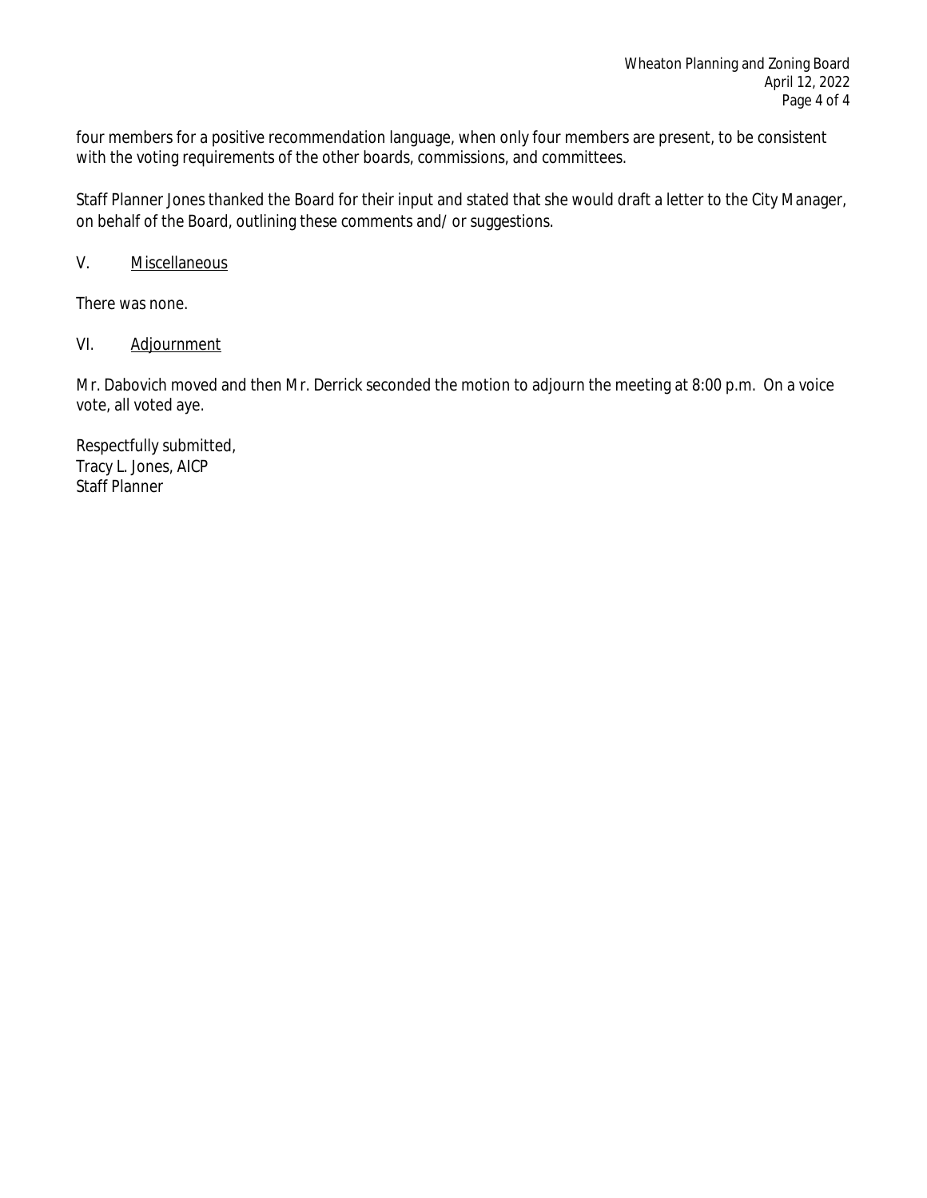four members for a positive recommendation language, when only four members are present, to be consistent with the voting requirements of the other boards, commissions, and committees.

Staff Planner Jones thanked the Board for their input and stated that she would draft a letter to the City Manager, on behalf of the Board, outlining these comments and/ or suggestions.

V. Miscellaneous

There was none.

VI. Adjournment

Mr. Dabovich moved and then Mr. Derrick seconded the motion to adjourn the meeting at 8:00 p.m. On a voice vote, all voted aye.

Respectfully submitted,
Tracy L. Jones, AICP
Staff Planner